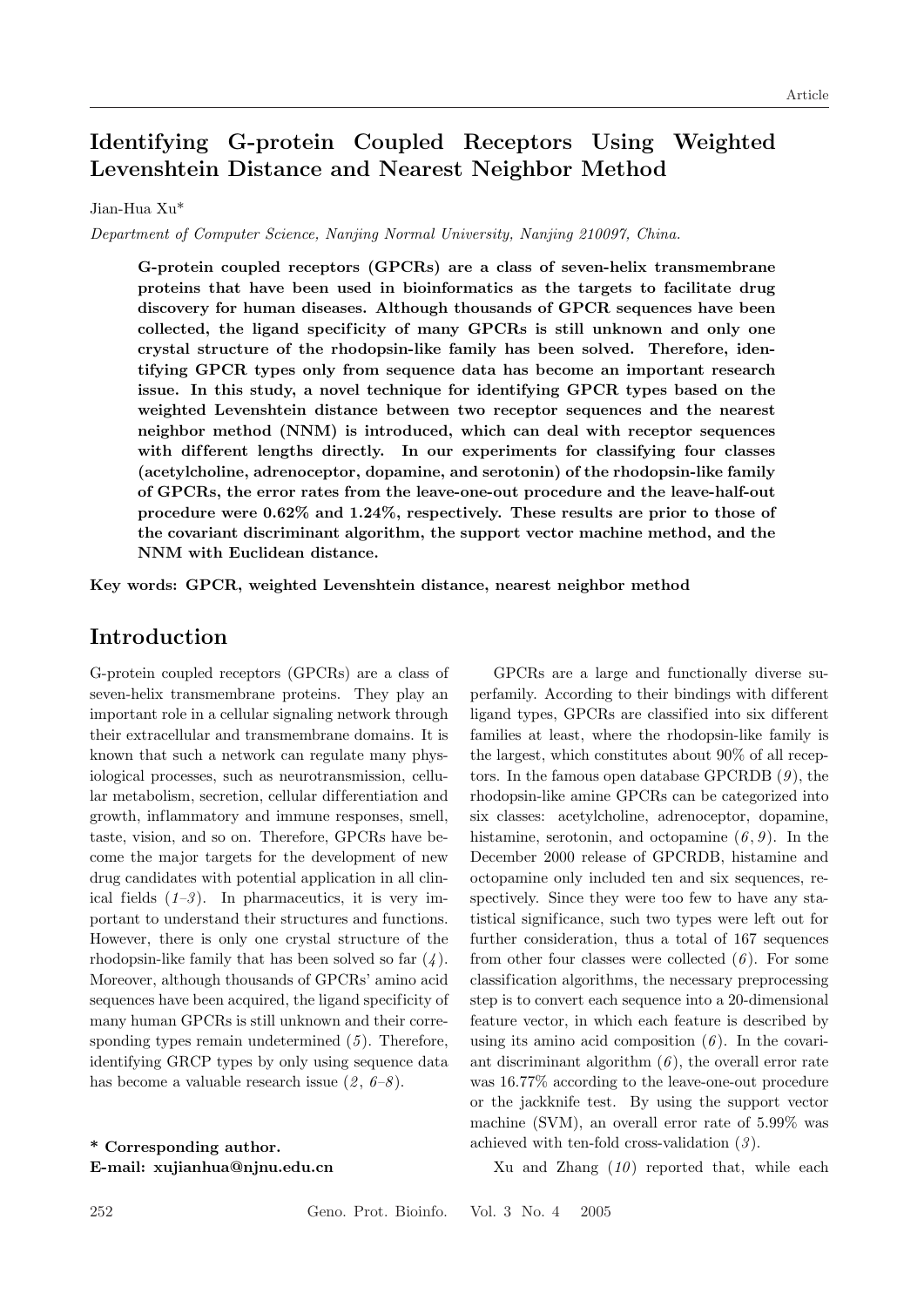# Identifying G-protein Coupled Receptors Using Weighted Levenshtein Distance and Nearest Neighbor Method

Jian-Hua Xu*

*Department of Computer Science, Nanjing Normal University, Nanjing 210097, China.*

**G-protein coupled receptors (GPCRs) are a class of seven-helix transmembrane proteins that have been used in bioinformatics as the targets to facilitate drug discovery for human diseases. Although thousands of GPCR sequences have been collected, the ligand specificity of many GPCRs is still unknown and only one crystal structure of the rhodopsin-like family has been solved. Therefore, identifying GPCR types only from sequence data has become an important research issue. In this study, a novel technique for identifying GPCR types based on the weighted Levenshtein distance between two receptor sequences and the nearest neighbor method (NNM) is introduced, which can deal with receptor sequences with different lengths directly. In our experiments for classifying four classes (acetylcholine, adrenoceptor, dopamine, and serotonin) of the rhodopsin-like family of GPCRs, the error rates from the leave-one-out procedure and the leave-half-out procedure were 0.62% and 1.24%, respectively. These results are prior to those of the covariant discriminant algorithm, the support vector machine method, and the NNM with Euclidean distance.**

**Key words: GPCR, weighted Levenshtein distance, nearest neighbor method**

## Introduction

G-protein coupled receptors (GPCRs) are a class of seven-helix transmembrane proteins. They play an important role in a cellular signaling network through their extracellular and transmembrane domains. It is known that such a network can regulate many physiological processes, such as neurotransmission, cellular metabolism, secretion, cellular differentiation and growth, inflammatory and immune responses, smell, taste, vision, and so on. Therefore, GPCRs have become the major targets for the development of new drug candidates with potential application in all clinical fields (*1–3*). In pharmaceutics, it is very important to understand their structures and functions. However, there is only one crystal structure of the rhodopsin-like family that has been solved so far (*4*). Moreover, although thousands of GPCRs' amino acid sequences have been acquired, the ligand specificity of many human GPCRs is still unknown and their corresponding types remain undetermined (*5*). Therefore, identifying GRCP types by only using sequence data has become a valuable research issue (*2*, *6–8*).

GPCRs are a large and functionally diverse superfamily. According to their bindings with different ligand types, GPCRs are classified into six different families at least, where the rhodopsin-like family is the largest, which constitutes about 90% of all receptors. In the famous open database GPCRDB (*9*), the rhodopsin-like amine GPCRs can be categorized into six classes: acetylcholine, adrenoceptor, dopamine, histamine, serotonin, and octopamine (*6*, *9*). In the December 2000 release of GPCRDB, histamine and octopamine only included ten and six sequences, respectively. Since they were too few to have any statistical significance, such two types were left out for further consideration, thus a total of 167 sequences from other four classes were collected (*6*). For some classification algorithms, the necessary preprocessing step is to convert each sequence into a 20-dimensional feature vector, in which each feature is described by using its amino acid composition (*6*). In the covariant discriminant algorithm (*6*), the overall error rate was 16.77% according to the leave-one-out procedure or the jackknife test. By using the support vector machine (SVM), an overall error rate of 5.99% was achieved with ten-fold cross-validation (*3*).

Xu and Zhang (*10*) reported that, while each

**\* Corresponding author.**
**E-mail: xujianhua@njnu.edu.cn**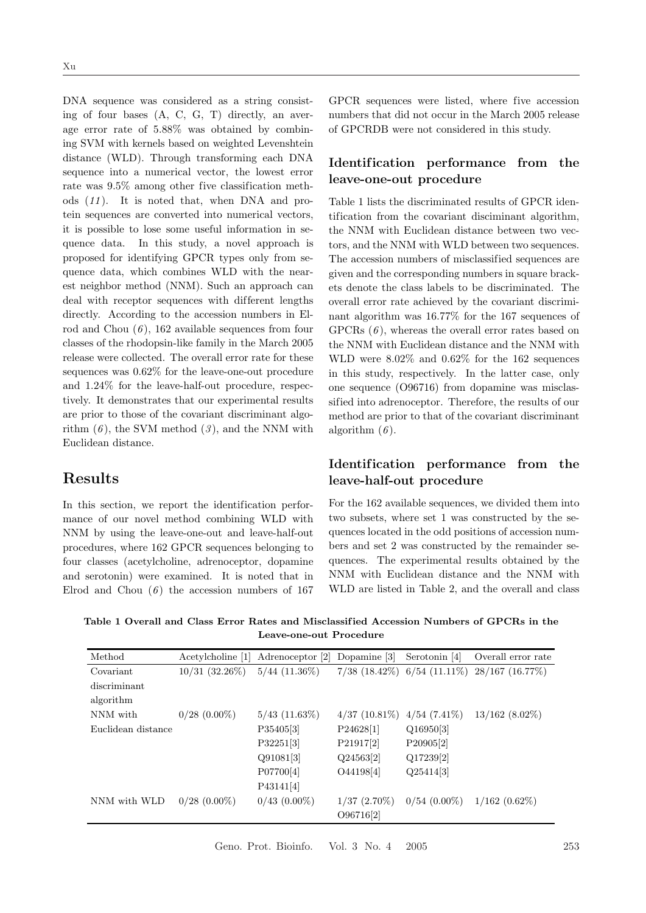DNA sequence was considered as a string consisting of four bases (A, C, G, T) directly, an average error rate of 5.88% was obtained by combining SVM with kernels based on weighted Levenshtein distance (WLD). Through transforming each DNA sequence into a numerical vector, the lowest error rate was 9.5% among other five classification methods (*11*). It is noted that, when DNA and protein sequences are converted into numerical vectors, it is possible to lose some useful information in sequence data. In this study, a novel approach is proposed for identifying GPCR types only from sequence data, which combines WLD with the nearest neighbor method (NNM). Such an approach can deal with receptor sequences with different lengths directly. According to the accession numbers in Elrod and Chou (*6*), 162 available sequences from four classes of the rhodopsin-like family in the March 2005 release were collected. The overall error rate for these sequences was 0.62% for the leave-one-out procedure and 1.24% for the leave-half-out procedure, respectively. It demonstrates that our experimental results are prior to those of the covariant discriminant algorithm (*6*), the SVM method (*3*), and the NNM with Euclidean distance.

# Results

In this section, we report the identification performance of our novel method combining WLD with NNM by using the leave-one-out and leave-half-out procedures, where 162 GPCR sequences belonging to four classes (acetylcholine, adrenoceptor, dopamine and serotonin) were examined. It is noted that in Elrod and Chou (*6*) the accession numbers of 167 GPCR sequences were listed, where five accession numbers that did not occur in the March 2005 release of GPCRDB were not considered in this study.

## Identification performance from the leave-one-out procedure

Table 1 lists the discriminated results of GPCR identification from the covariant disciminant algorithm, the NNM with Euclidean distance between two vectors, and the NNM with WLD between two sequences. The accession numbers of misclassified sequences are given and the corresponding numbers in square brackets denote the class labels to be discriminated. The overall error rate achieved by the covariant discriminant algorithm was 16.77% for the 167 sequences of GPCRs (*6*), whereas the overall error rates based on the NNM with Euclidean distance and the NNM with WLD were 8.02% and 0.62% for the 162 sequences in this study, respectively. In the latter case, only one sequence (O96716) from dopamine was misclassified into adrenoceptor. Therefore, the results of our method are prior to that of the covariant discriminant algorithm (*6*).

## Identification performance from the leave-half-out procedure

For the 162 available sequences, we divided them into two subsets, where set 1 was constructed by the sequences located in the odd positions of accession numbers and set 2 was constructed by the remainder sequences. The experimental results obtained by the NNM with Euclidean distance and the NNM with WLD are listed in Table 2, and the overall and class

**Table 1 Overall and Class Error Rates and Misclassified Accession Numbers of GPCRs in the Leave-one-out Procedure**

| Method | Acetylcholine [1] | Adrenoceptor [2] | Dopamine [3] | Serotonin [4] | Overall error rate |
|---|---|---|---|---|---|
| Covariant discriminant algorithm | 10/31 (32.26%) | 5/44 (11.36%) | 7/38 (18.42%) | 6/54 (11.11%) | 28/167 (16.77%) |
| NNM with Euclidean distance | 0/28 (0.00%) | 5/43 (11.63%) | 4/37 (10.81%) | 4/54 (7.41%) | 13/162 (8.02%) |
| | | P35405[3] | P24628[1] | Q16950[3] | |
| | | P32251[3] | P21917[2] | P20905[2] | |
| | | Q91081[3] | Q24563[2] | Q17239[2] | |
| | | P07700[4] | O44198[4] | Q25414[3] | |
| | | P43141[4] | | | |
| NNM with WLD | 0/28 (0.00%) | 0/43 (0.00%) | 1/37 (2.70%) | 0/54 (0.00%) | 1/162 (0.62%) |
| | | | O96716[2] | | |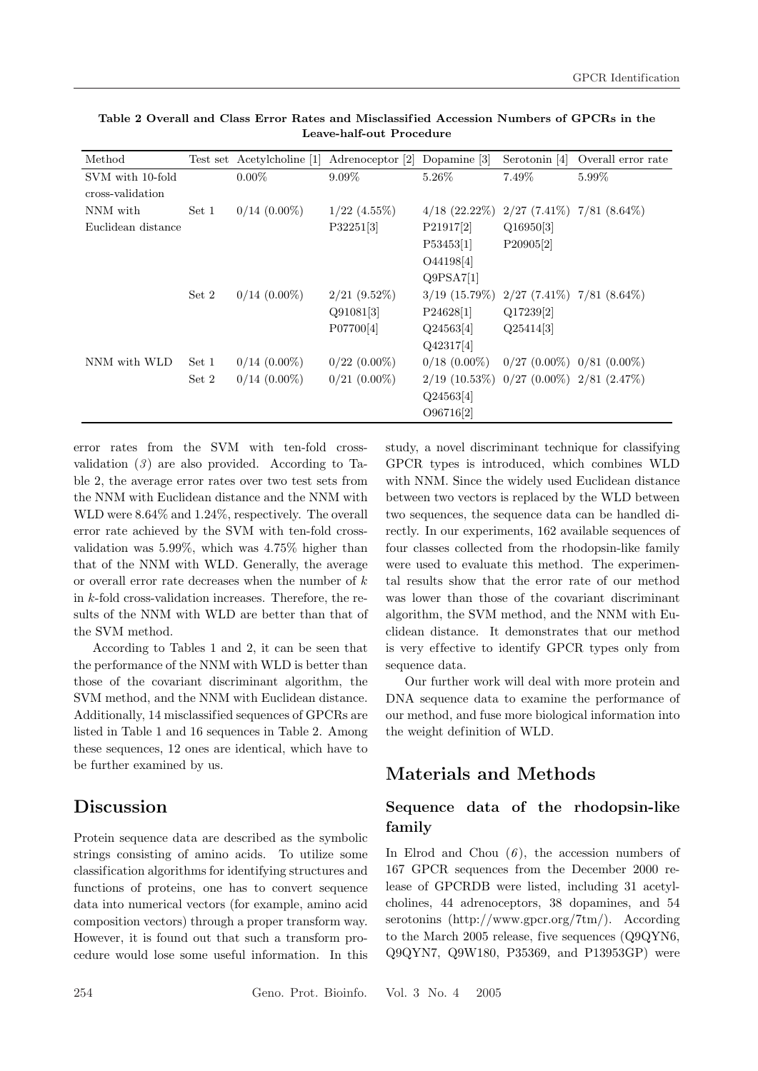**Table 2 Overall and Class Error Rates and Misclassified Accession Numbers of GPCRs in the Leave-half-out Procedure**

| Method | Test set | Acetylcholine [1] | Adrenoceptor [2] | Dopamine [3] | Serotonin [4] | Overall error rate |
|---|---|---|---|---|---|---|
| SVM with 10-fold cross-validation | | 0.00% | 9.09% | 5.26% | 7.49% | 5.99% |
| NNM with Euclidean distance | Set 1 | 0/14 (0.00%) | 1/22 (4.55%) P32251[3] | 4/18 (22.22%) P21917[2] P53453[1] O44198[4] Q9PSA7[1] | 2/27 (7.41%) Q16950[3] P20905[2] | 7/81 (8.64%) |
| | Set 2 | 0/14 (0.00%) | 2/21 (9.52%) Q91081[3] P07700[4] | 3/19 (15.79%) P24628[1] Q24563[4] Q42317[4] | 2/27 (7.41%) Q17239[2] Q25414[3] | 7/81 (8.64%) |
| NNM with WLD | Set 1 | 0/14 (0.00%) | 0/22 (0.00%) | 0/18 (0.00%) | 0/27 (0.00%) | 0/81 (0.00%) |
| | Set 2 | 0/14 (0.00%) | 0/21 (0.00%) | 2/19 (10.53%) Q24563[4] O96716[2] | 0/27 (0.00%) | 2/81 (2.47%) |

error rates from the SVM with ten-fold cross-validation (*3*) are also provided. According to Table 2, the average error rates over two test sets from the NNM with Euclidean distance and the NNM with WLD were 8.64% and 1.24%, respectively. The overall error rate achieved by the SVM with ten-fold cross-validation was 5.99%, which was 4.75% higher than that of the NNM with WLD. Generally, the average or overall error rate decreases when the number of $k$ in $k$-fold cross-validation increases. Therefore, the results of the NNM with WLD are better than that of the SVM method.

According to Tables 1 and 2, it can be seen that the performance of the NNM with WLD is better than those of the covariant discriminant algorithm, the SVM method, and the NNM with Euclidean distance. Additionally, 14 misclassified sequences of GPCRs are listed in Table 1 and 16 sequences in Table 2. Among these sequences, 12 ones are identical, which have to be further examined by us.

## Discussion

Protein sequence data are described as the symbolic strings consisting of amino acids. To utilize some classification algorithms for identifying structures and functions of proteins, one has to convert sequence data into numerical vectors (for example, amino acid composition vectors) through a proper transform way. However, it is found out that such a transform procedure would lose some useful information. In this study, a novel discriminant technique for classifying GPCR types is introduced, which combines WLD with NNM. Since the widely used Euclidean distance between two vectors is replaced by the WLD between two sequences, the sequence data can be handled directly. In our experiments, 162 available sequences of four classes collected from the rhodopsin-like family were used to evaluate this method. The experimental results show that the error rate of our method was lower than those of the covariant discriminant algorithm, the SVM method, and the NNM with Euclidean distance. It demonstrates that our method is very effective to identify GPCR types only from sequence data.

Our further work will deal with more protein and DNA sequence data to examine the performance of our method, and fuse more biological information into the weight definition of WLD.

## Materials and Methods

### Sequence data of the rhodopsin-like family

In Elrod and Chou (*6*), the accession numbers of 167 GPCR sequences from the December 2000 release of GPCRDB were listed, including 31 acetylcholines, 44 adrenoceptors, 38 dopamines, and 54 serotonins (http://www.gpcr.org/7tm/). According to the March 2005 release, five sequences (Q9QYN6, Q9QYN7, Q9W180, P35369, and P13953GP) were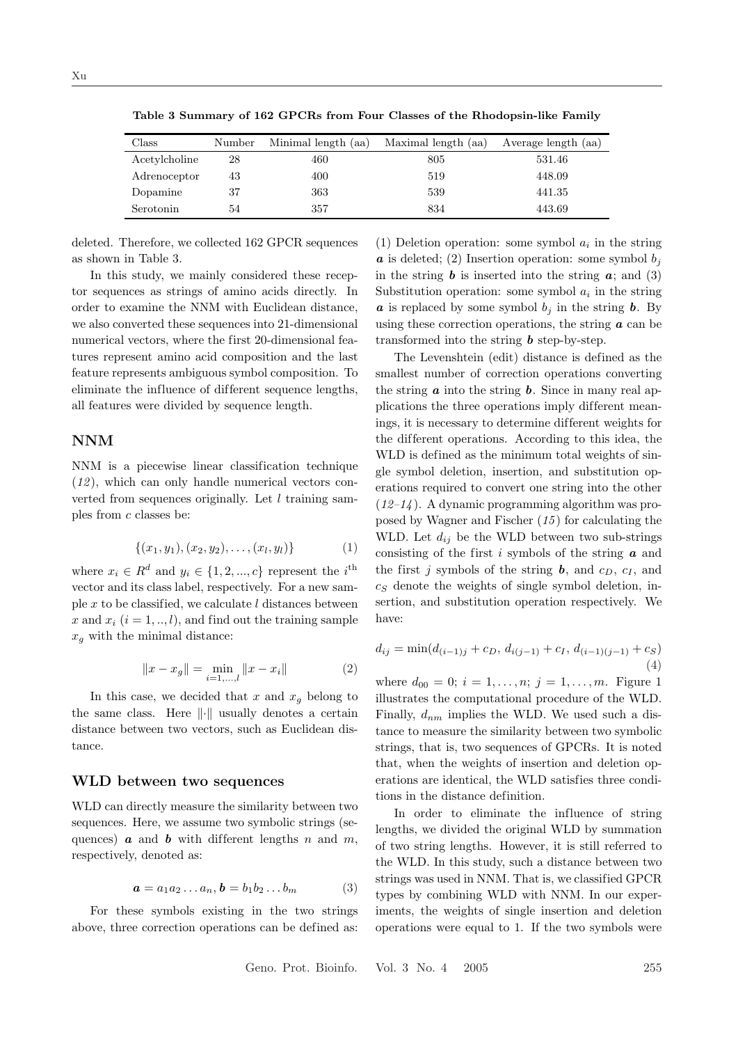**Table 3 Summary of 162 GPCRs from Four Classes of the Rhodopsin-like Family**

| Class | Number | Minimal length (aa) | Maximal length (aa) | Average length (aa) |
|---|---|---|---|---|
| Acetylcholine | 28 | 460 | 805 | 531.46 |
| Adrenoceptor | 43 | 400 | 519 | 448.09 |
| Dopamine | 37 | 363 | 539 | 441.35 |
| Serotonin | 54 | 357 | 834 | 443.69 |

deleted. Therefore, we collected 162 GPCR sequences as shown in Table 3.

In this study, we mainly considered these receptor sequences as strings of amino acids directly. In order to examine the NNM with Euclidean distance, we also converted these sequences into 21-dimensional numerical vectors, where the first 20-dimensional features represent amino acid composition and the last feature represents ambiguous symbol composition. To eliminate the influence of different sequence lengths, all features were divided by sequence length.

## NNM

NNM is a piecewise linear classification technique (*12*), which can only handle numerical vectors converted from sequences originally. Let $l$ training samples from $c$ classes be:

$$\{(x_1, y_1), (x_2, y_2), \ldots, (x_l, y_l)\} \tag{1}$$

where $x_i \in R^d$ and $y_i \in \{1, 2, ..., c\}$ represent the $i^{\text{th}}$ vector and its class label, respectively. For a new sample $x$ to be classified, we calculate $l$ distances between $x$ and $x_i$ $(i = 1, .., l)$, and find out the training sample $x_g$ with the minimal distance:

$$\|x - x_g\| = \min_{i=1,\ldots,l} \|x - x_i\| \tag{2}$$

In this case, we decided that $x$ and $x_g$ belong to the same class. Here $\|\cdot\|$ usually denotes a certain distance between two vectors, such as Euclidean distance.

## WLD between two sequences

WLD can directly measure the similarity between two sequences. Here, we assume two symbolic strings (sequences) $\boldsymbol{a}$ and $\boldsymbol{b}$ with different lengths $n$ and $m$, respectively, denoted as:

$$\boldsymbol{a} = a_1 a_2 \ldots a_n, \boldsymbol{b} = b_1 b_2 \ldots b_m \tag{3}$$

For these symbols existing in the two strings above, three correction operations can be defined as: (1) Deletion operation: some symbol $a_i$ in the string $\boldsymbol{a}$ is deleted; (2) Insertion operation: some symbol $b_j$ in the string $\boldsymbol{b}$ is inserted into the string $\boldsymbol{a}$; and (3) Substitution operation: some symbol $a_i$ in the string $\boldsymbol{a}$ is replaced by some symbol $b_j$ in the string $\boldsymbol{b}$. By using these correction operations, the string $\boldsymbol{a}$ can be transformed into the string $\boldsymbol{b}$ step-by-step.

The Levenshtein (edit) distance is defined as the smallest number of correction operations converting the string $\boldsymbol{a}$ into the string $\boldsymbol{b}$. Since in many real applications the three operations imply different meanings, it is necessary to determine different weights for the different operations. According to this idea, the WLD is defined as the minimum total weights of single symbol deletion, insertion, and substitution operations required to convert one string into the other (*12–14*). A dynamic programming algorithm was proposed by Wagner and Fischer (*15*) for calculating the WLD. Let $d_{ij}$ be the WLD between two sub-strings consisting of the first $i$ symbols of the string $\boldsymbol{a}$ and the first $j$ symbols of the string $\boldsymbol{b}$, and $c_D$, $c_I$, and $c_S$ denote the weights of single symbol deletion, insertion, and substitution operation respectively. We have:

$$d_{ij} = \min(d_{(i-1)j} + c_D,\ d_{i(j-1)} + c_I,\ d_{(i-1)(j-1)} + c_S) \tag{4}$$

where $d_{00} = 0$; $i = 1, \ldots, n$; $j = 1, \ldots, m$. Figure 1 illustrates the computational procedure of the WLD. Finally, $d_{nm}$ implies the WLD. We used such a distance to measure the similarity between two symbolic strings, that is, two sequences of GPCRs. It is noted that, when the weights of insertion and deletion operations are identical, the WLD satisfies three conditions in the distance definition.

In order to eliminate the influence of string lengths, we divided the original WLD by summation of two string lengths. However, it is still referred to the WLD. In this study, such a distance between two strings was used in NNM. That is, we classified GPCR types by combining WLD with NNM. In our experiments, the weights of single insertion and deletion operations were equal to 1. If the two symbols were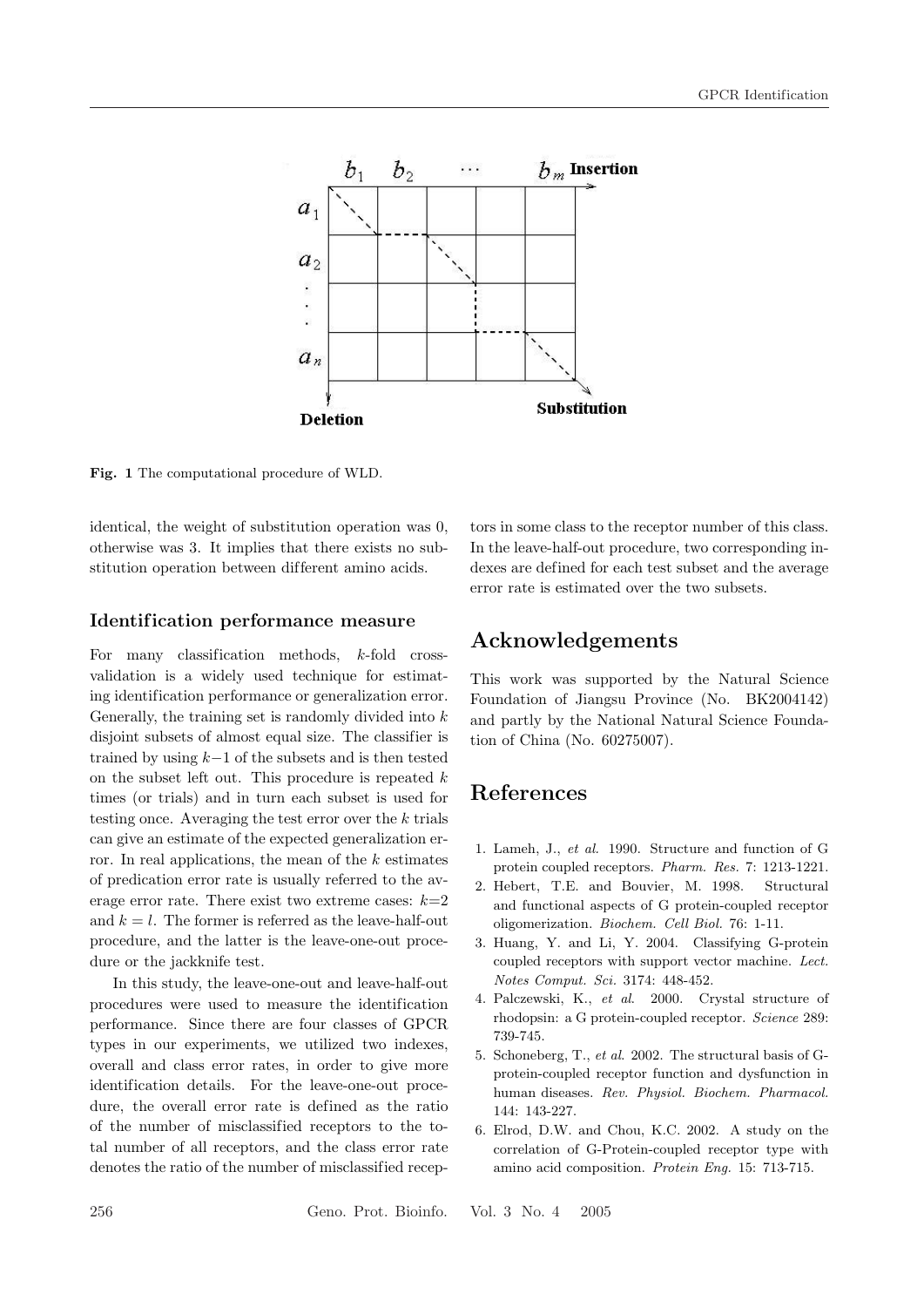Fig. 1 The computational procedure of WLD.

identical, the weight of substitution operation was 0, otherwise was 3. It implies that there exists no substitution operation between different amino acids.

### Identification performance measure

For many classification methods, $k$-fold cross-validation is a widely used technique for estimating identification performance or generalization error. Generally, the training set is randomly divided into $k$ disjoint subsets of almost equal size. The classifier is trained by using $k-1$ of the subsets and is then tested on the subset left out. This procedure is repeated $k$ times (or trials) and in turn each subset is used for testing once. Averaging the test error over the $k$ trials can give an estimate of the expected generalization error. In real applications, the mean of the $k$ estimates of predication error rate is usually referred to the average error rate. There exist two extreme cases: $k$=2 and $k = l$. The former is referred as the leave-half-out procedure, and the latter is the leave-one-out procedure or the jackknife test.

In this study, the leave-one-out and leave-half-out procedures were used to measure the identification performance. Since there are four classes of GPCR types in our experiments, we utilized two indexes, overall and class error rates, in order to give more identification details. For the leave-one-out procedure, the overall error rate is defined as the ratio of the number of misclassified receptors to the total number of all receptors, and the class error rate denotes the ratio of the number of misclassified receptors in some class to the receptor number of this class. In the leave-half-out procedure, two corresponding indexes are defined for each test subset and the average error rate is estimated over the two subsets.

## Acknowledgements

This work was supported by the Natural Science Foundation of Jiangsu Province (No. BK2004142) and partly by the National Natural Science Foundation of China (No. 60275007).

## References

1. Lameh, J., *et al.* 1990. Structure and function of G protein coupled receptors. *Pharm. Res.* 7: 1213-1221.
2. Hebert, T.E. and Bouvier, M. 1998. Structural and functional aspects of G protein-coupled receptor oligomerization. *Biochem. Cell Biol.* 76: 1-11.
3. Huang, Y. and Li, Y. 2004. Classifying G-protein coupled receptors with support vector machine. *Lect. Notes Comput. Sci.* 3174: 448-452.
4. Palczewski, K., *et al.* 2000. Crystal structure of rhodopsin: a G protein-coupled receptor. *Science* 289: 739-745.
5. Schoneberg, T., *et al.* 2002. The structural basis of G-protein-coupled receptor function and dysfunction in human diseases. *Rev. Physiol. Biochem. Pharmacol.* 144: 143-227.
6. Elrod, D.W. and Chou, K.C. 2002. A study on the correlation of G-Protein-coupled receptor type with amino acid composition. *Protein Eng.* 15: 713-715.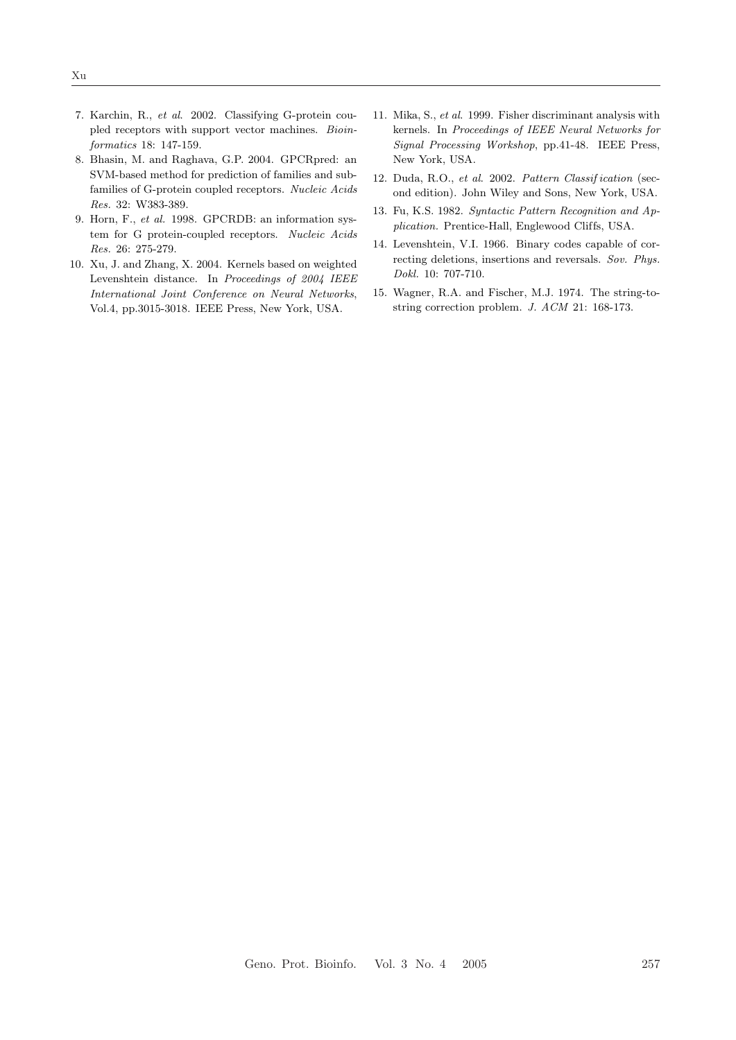7. Karchin, R., *et al*. 2002. Classifying G-protein coupled receptors with support vector machines. *Bioinformatics* 18: 147-159.
8. Bhasin, M. and Raghava, G.P. 2004. GPCRpred: an SVM-based method for prediction of families and subfamilies of G-protein coupled receptors. *Nucleic Acids Res.* 32: W383-389.
9. Horn, F., *et al.* 1998. GPCRDB: an information system for G protein-coupled receptors. *Nucleic Acids Res.* 26: 275-279.
10. Xu, J. and Zhang, X. 2004. Kernels based on weighted Levenshtein distance. In *Proceedings of 2004 IEEE International Joint Conference on Neural Networks*, Vol.4, pp.3015-3018. IEEE Press, New York, USA.
11. Mika, S., *et al*. 1999. Fisher discriminant analysis with kernels. In *Proceedings of IEEE Neural Networks for Signal Processing Workshop*, pp.41-48. IEEE Press, New York, USA.
12. Duda, R.O., *et al*. 2002. *Pattern Classification* (second edition). John Wiley and Sons, New York, USA.
13. Fu, K.S. 1982. *Syntactic Pattern Recognition and Application.* Prentice-Hall, Englewood Cliffs, USA.
14. Levenshtein, V.I. 1966. Binary codes capable of correcting deletions, insertions and reversals. *Sov. Phys. Dokl.* 10: 707-710.
15. Wagner, R.A. and Fischer, M.J. 1974. The string-to-string correction problem. *J. ACM* 21: 168-173.